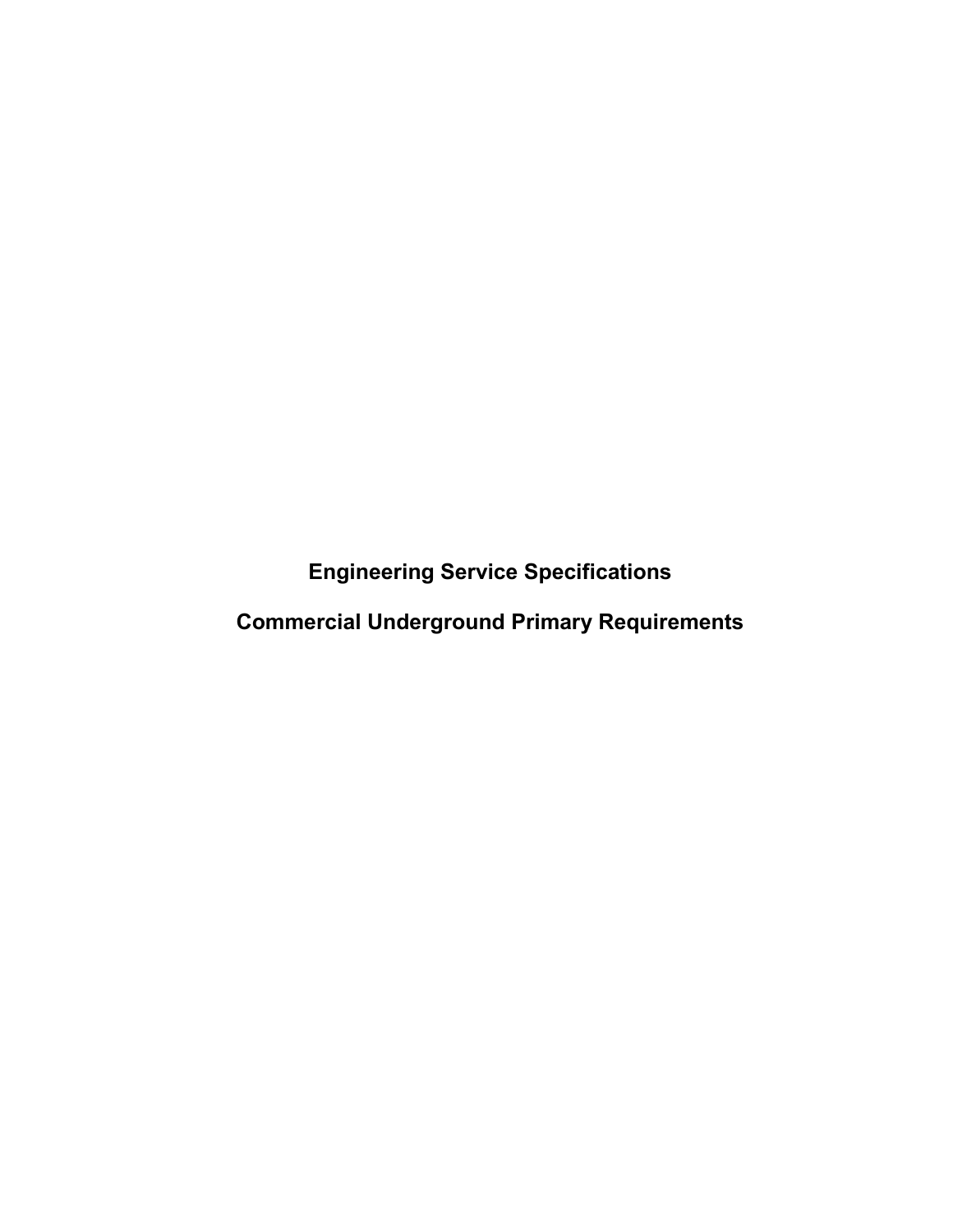# Engineering Service Specifications

# Commercial Underground Primary Requirements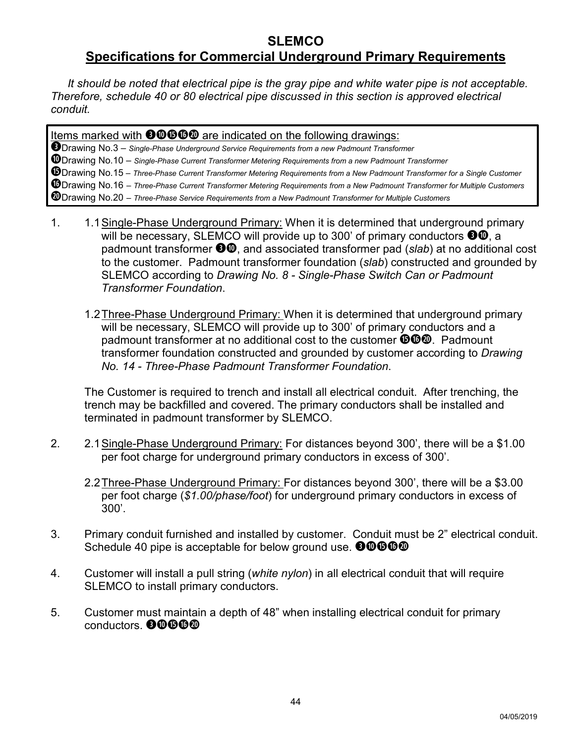# SLEMCO

## Specifications for Commercial Underground Primary Requirements

*It should be noted that electrical pipe is the gray pipe and white water pipe is not acceptable. Therefore, schedule 40 or 80 electrical pipe discussed in this section is approved electrical conduit.*

Items marked with ❸❿⓯⓰⓴ are indicated on the following drawings:

❸Drawing No.3 – *Single-Phase Underground Service Requirements from a new Padmount Transformer*
❿Drawing No.10 – *Single-Phase Current Transformer Metering Requirements from a new Padmount Transformer*
⓯Drawing No.15 – *Three-Phase Current Transformer Metering Requirements from a New Padmount Transformer for a Single Customer*
⓰Drawing No.16 – *Three-Phase Current Transformer Metering Requirements from a New Padmount Transformer for Multiple Customers*
⓴Drawing No.20 – *Three-Phase Service Requirements from a New Padmount Transformer for Multiple Customers*

1. 1.1 Single-Phase Underground Primary: When it is determined that underground primary will be necessary, SLEMCO will provide up to 300' of primary conductors ❸❿, a padmount transformer ❸❿, and associated transformer pad (*slab*) at no additional cost to the customer. Padmount transformer foundation (*slab*) constructed and grounded by SLEMCO according to *Drawing No. 8 - Single-Phase Switch Can or Padmount Transformer Foundation*.

   1.2 Three-Phase Underground Primary: When it is determined that underground primary will be necessary, SLEMCO will provide up to 300' of primary conductors and a padmount transformer at no additional cost to the customer ⓯⓰⓴. Padmount transformer foundation constructed and grounded by customer according to *Drawing No. 14 - Three-Phase Padmount Transformer Foundation*.

   The Customer is required to trench and install all electrical conduit. After trenching, the trench may be backfilled and covered. The primary conductors shall be installed and terminated in padmount transformer by SLEMCO.

2. 2.1 Single-Phase Underground Primary: For distances beyond 300', there will be a $1.00 per foot charge for underground primary conductors in excess of 300'.

   2.2 Three-Phase Underground Primary: For distances beyond 300', there will be a $3.00 per foot charge (*$1.00/phase/foot*) for underground primary conductors in excess of 300'.

3. Primary conduit furnished and installed by customer. Conduit must be 2" electrical conduit. Schedule 40 pipe is acceptable for below ground use. ❸❿⓯⓰⓴

4. Customer will install a pull string (*white nylon*) in all electrical conduit that will require SLEMCO to install primary conductors.

5. Customer must maintain a depth of 48" when installing electrical conduit for primary conductors. ❸❿⓯⓰⓴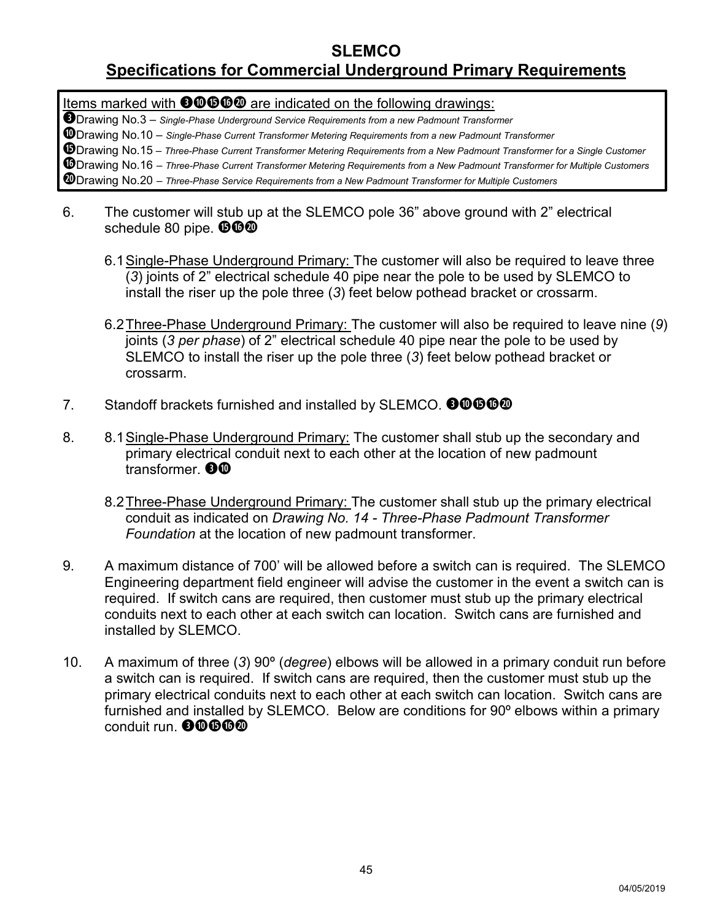# SLEMCO

## Specifications for Commercial Underground Primary Requirements

Items marked with ❸❿⓯⓰⓴ are indicated on the following drawings:

❸Drawing No.3 – *Single-Phase Underground Service Requirements from a new Padmount Transformer*

❿Drawing No.10 – *Single-Phase Current Transformer Metering Requirements from a new Padmount Transformer*

⓯Drawing No.15 – *Three-Phase Current Transformer Metering Requirements from a New Padmount Transformer for a Single Customer*

⓰Drawing No.16 – *Three-Phase Current Transformer Metering Requirements from a New Padmount Transformer for Multiple Customers*

⓴Drawing No.20 – *Three-Phase Service Requirements from a New Padmount Transformer for Multiple Customers*

6. The customer will stub up at the SLEMCO pole 36" above ground with 2" electrical schedule 80 pipe. ⓯⓰⓴

   6.1 Single-Phase Underground Primary: The customer will also be required to leave three (*3*) joints of 2" electrical schedule 40 pipe near the pole to be used by SLEMCO to install the riser up the pole three (*3*) feet below pothead bracket or crossarm.

   6.2 Three-Phase Underground Primary: The customer will also be required to leave nine (*9*) joints (*3 per phase*) of 2" electrical schedule 40 pipe near the pole to be used by SLEMCO to install the riser up the pole three (*3*) feet below pothead bracket or crossarm.

7. Standoff brackets furnished and installed by SLEMCO. ❸❿⓯⓰⓴

8. 8.1 Single-Phase Underground Primary: The customer shall stub up the secondary and primary electrical conduit next to each other at the location of new padmount transformer. ❸❿

   8.2 Three-Phase Underground Primary: The customer shall stub up the primary electrical conduit as indicated on *Drawing No. 14 - Three-Phase Padmount Transformer Foundation* at the location of new padmount transformer.

9. A maximum distance of 700' will be allowed before a switch can is required. The SLEMCO Engineering department field engineer will advise the customer in the event a switch can is required. If switch cans are required, then customer must stub up the primary electrical conduits next to each other at each switch can location. Switch cans are furnished and installed by SLEMCO.

10. A maximum of three (*3*) 90º (*degree*) elbows will be allowed in a primary conduit run before a switch can is required. If switch cans are required, then the customer must stub up the primary electrical conduits next to each other at each switch can location. Switch cans are furnished and installed by SLEMCO. Below are conditions for 90º elbows within a primary conduit run. ❸❿⓯⓰⓴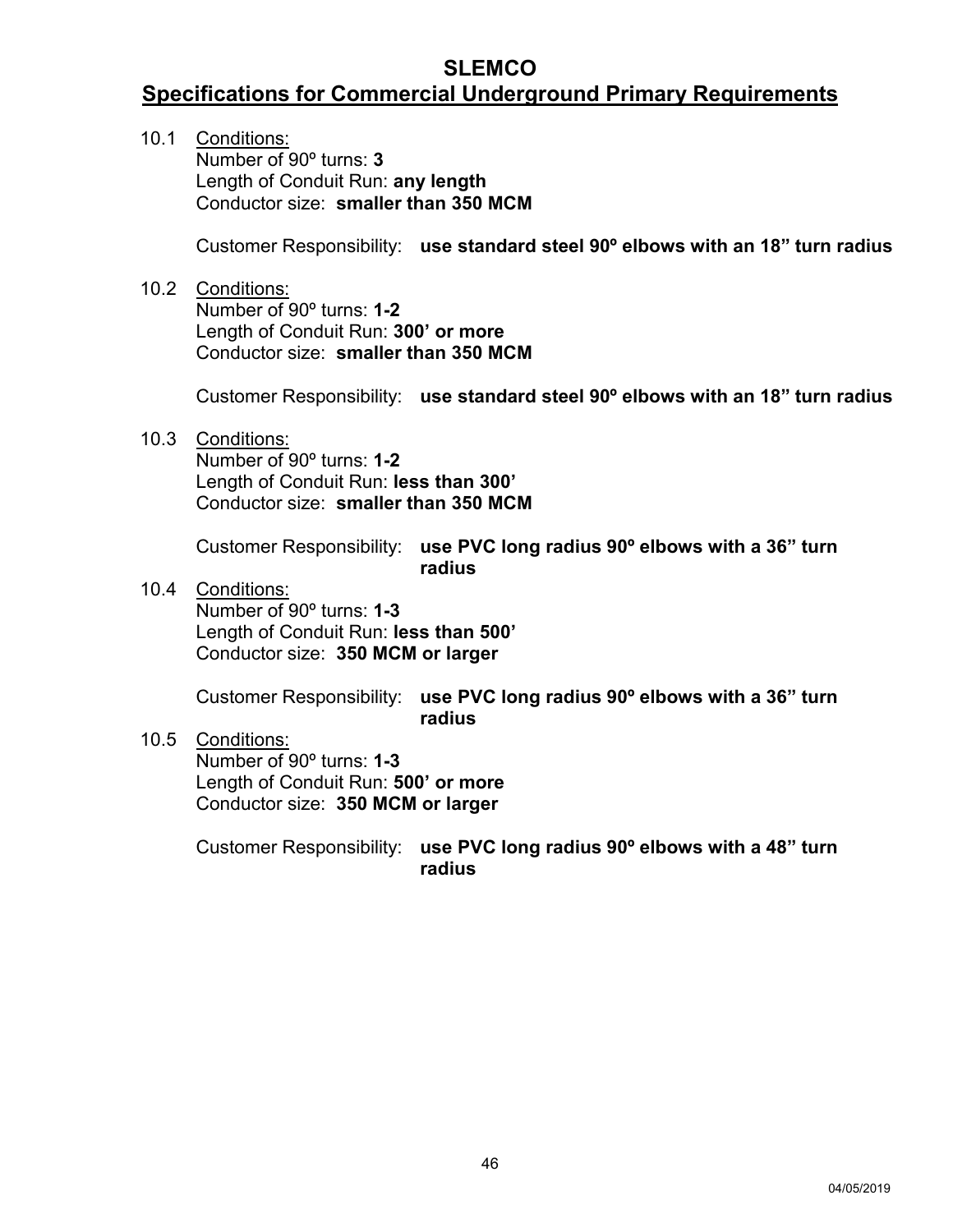## SLEMCO

## Specifications for Commercial Underground Primary Requirements

10.1 Conditions:

Number of 90º turns: **3**
Length of Conduit Run: **any length**
Conductor size: **smaller than 350 MCM**

Customer Responsibility: **use standard steel 90º elbows with an 18" turn radius**

10.2 Conditions:

Number of 90º turns: **1-2**
Length of Conduit Run: **300' or more**
Conductor size: **smaller than 350 MCM**

Customer Responsibility: **use standard steel 90º elbows with an 18" turn radius**

10.3 Conditions:

Number of 90º turns: **1-2**
Length of Conduit Run: **less than 300'**
Conductor size: **smaller than 350 MCM**

Customer Responsibility: **use PVC long radius 90º elbows with a 36" turn radius**

10.4 Conditions:

Number of 90º turns: **1-3**
Length of Conduit Run: **less than 500'**
Conductor size: **350 MCM or larger**

Customer Responsibility: **use PVC long radius 90º elbows with a 36" turn radius**

10.5 Conditions:

Number of 90º turns: **1-3**
Length of Conduit Run: **500' or more**
Conductor size: **350 MCM or larger**

Customer Responsibility: **use PVC long radius 90º elbows with a 48" turn radius**